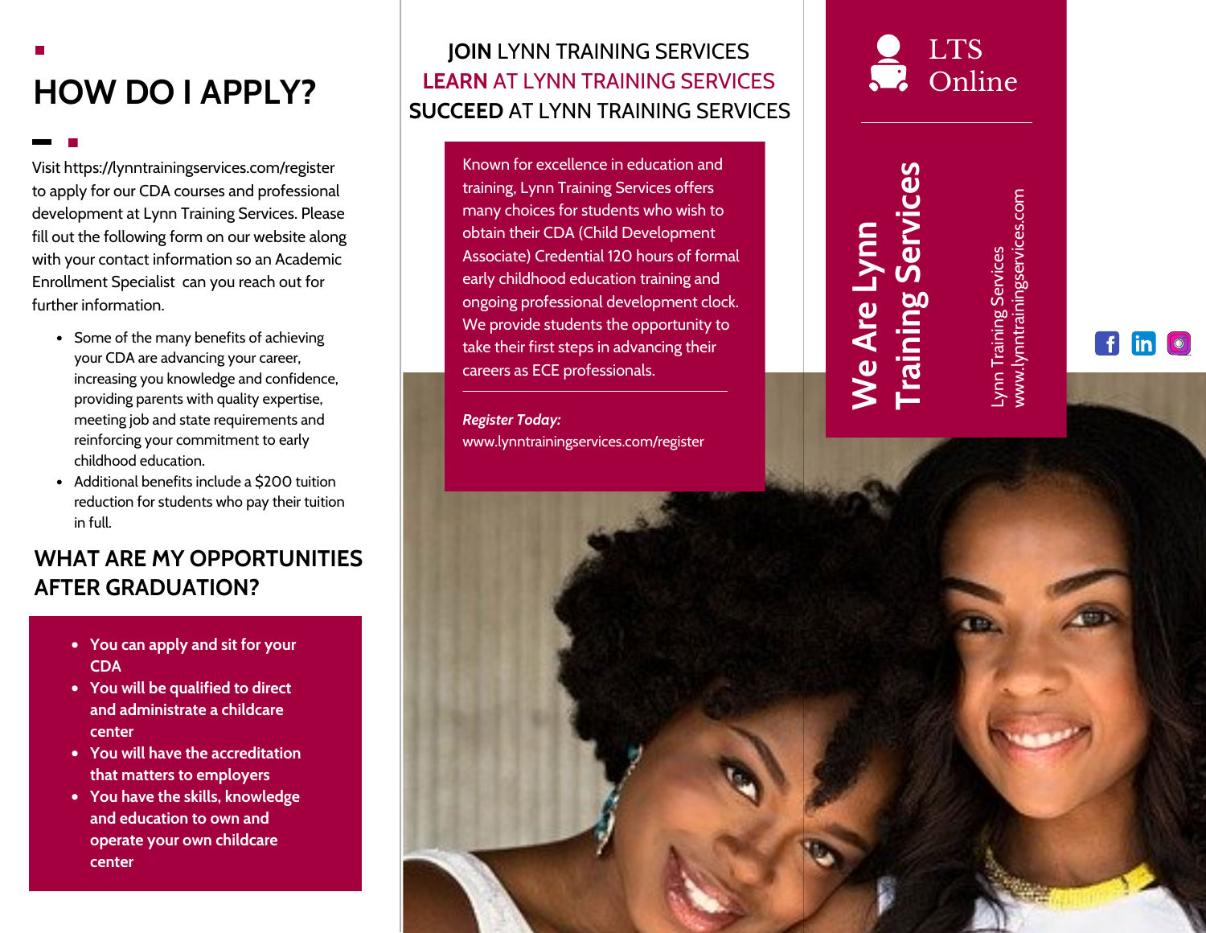# HOW DO I APPLY?

Visit https://lynntrainingservices.com/register to apply for our CDA courses and professional development at Lynn Training Services. Please fill out the following form on our website along with your contact information so an Academic Enrollment Specialist can you reach out for further information.

- Some of the many benefits of achieving your CDA are advancing your career, increasing you knowledge and confidence, providing parents with quality expertise, meeting job and state requirements and reinforcing your commitment to early childhood education.
- Additional benefits include a $200 tuition reduction for students who pay their tuition in full.

## WHAT ARE MY OPPORTUNITIES AFTER GRADUATION?

- **You can apply and sit for your CDA**
- **You will be qualified to direct and administrate a childcare center**
- **You will have the accreditation that matters to employers**
- **You have the skills, knowledge and education to own and operate your own childcare center**

**JOIN** LYNN TRAINING SERVICES
**LEARN** AT LYNN TRAINING SERVICES
**SUCCEED** AT LYNN TRAINING SERVICES

Known for excellence in education and training, Lynn Training Services offers many choices for students who wish to obtain their CDA (Child Development Associate) Credential 120 hours of formal early childhood education training and ongoing professional development clock. We provide students the opportunity to take their first steps in advancing their careers as ECE professionals.

***Register Today:***
www.lynntrainingservices.com/register

LTS Online

# We Are Lynn Training Services

Lynn Training Services
www.lynntrainingservices.com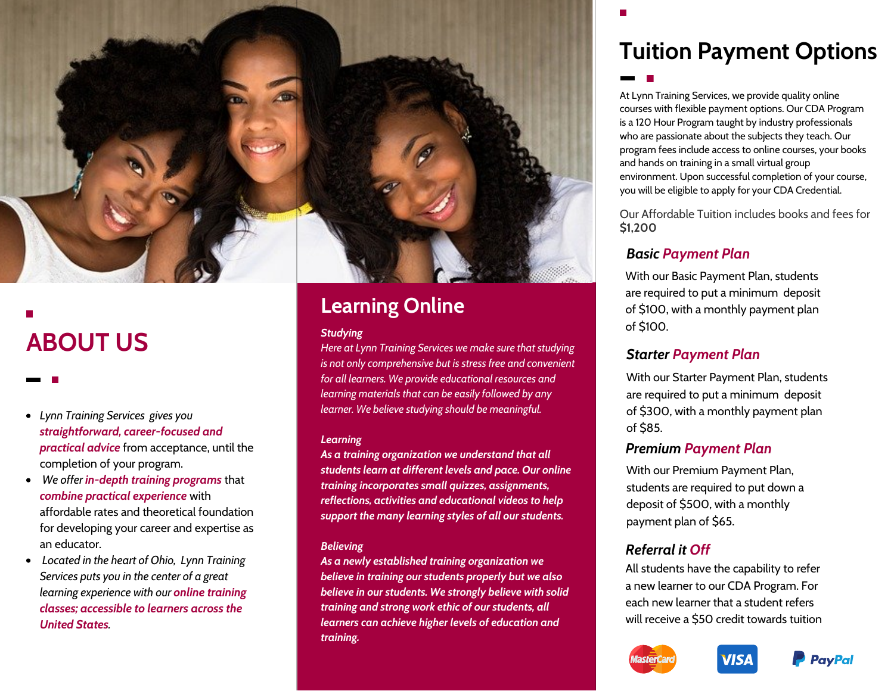## ABOUT US

- *Lynn Training Services gives you* ***straightforward, career-focused and practical advice*** from acceptance, until the completion of your program.
- *We offer* ***in-depth training programs*** that ***combine practical experience*** with affordable rates and theoretical foundation for developing your career and expertise as an educator.
- *Located in the heart of Ohio, Lynn Training Services puts you in the center of a great learning experience with our* ***online training classes; accessible to learners across the United States****.*

## Learning Online

*Studying*

*Here at Lynn Training Services we make sure that studying is not only comprehensive but is stress free and convenient for all learners. We provide educational resources and learning materials that can be easily followed by any learner. We believe studying should be meaningful.*

*Learning*

***As a training organization we understand that all students learn at different levels and pace. Our online training incorporates small quizzes, assignments, reflections, activities and educational videos to help support the many learning styles of all our students.***

*Believing*

***As a newly established training organization we believe in training our students properly but we also believe in our students. We strongly believe with solid training and strong work ethic of our students, all learners can achieve higher levels of education and training.***

# Tuition Payment Options

At Lynn Training Services, we provide quality online courses with flexible payment options. Our CDA Program is a 120 Hour Program taught by industry professionals who are passionate about the subjects they teach. Our program fees include access to online courses, your books and hands on training in a small virtual group environment. Upon successful completion of your course, you will be eligible to apply for your CDA Credential.

Our Affordable Tuition includes books and fees for **$1,200**

### *Basic Payment Plan*

With our Basic Payment Plan, students are required to put a minimum deposit of $100, with a monthly payment plan of $100.

### *Starter Payment Plan*

With our Starter Payment Plan, students are required to put a minimum deposit of $300, with a monthly payment plan of $85.

### *Premium Payment Plan*

With our Premium Payment Plan, students are required to put down a deposit of $500, with a monthly payment plan of $65.

### *Referral it Off*

All students have the capability to refer a new learner to our CDA Program. For each new learner that a student refers will receive a $50 credit towards tuition

MasterCard VISA PayPal